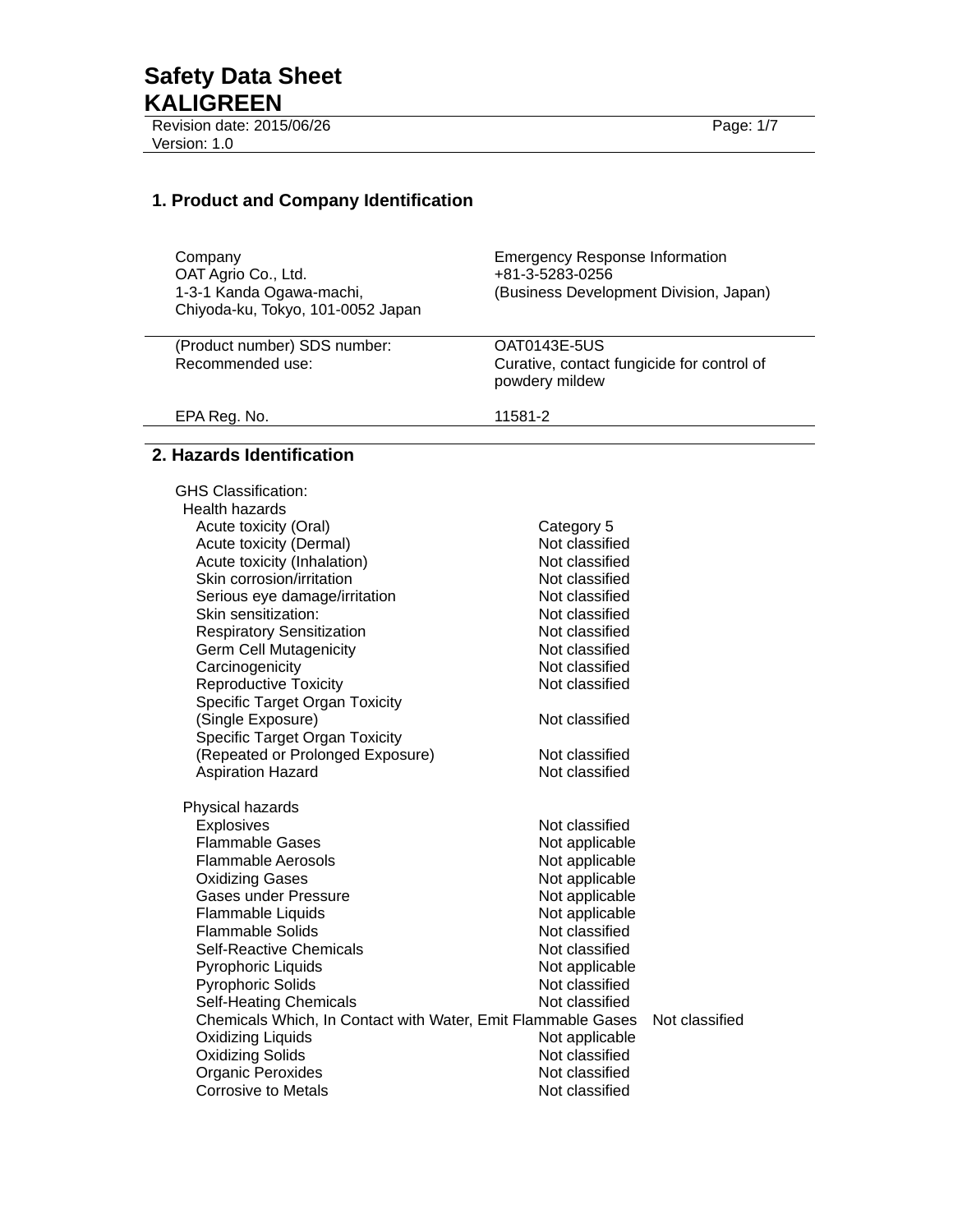# Safety Data Sheet
# KALIGREEN

Revision date: 2015/06/26
Version: 1.0

## 1. Product and Company Identification

| Company | Emergency Response Information |
|---|---|
| OAT Agrio Co., Ltd. | +81-3-5283-0256 |
| 1-3-1 Kanda Ogawa-machi, | (Business Development Division, Japan) |
| Chiyoda-ku, Tokyo, 101-0052 Japan | |

| | |
|---|---|
| (Product number) SDS number: | OAT0143E-5US |
| Recommended use: | Curative, contact fungicide for control of powdery mildew |
| EPA Reg. No. | 11581-2 |

## 2. Hazards Identification

GHS Classification:

Health hazards

| | |
|---|---|
| Acute toxicity (Oral) | Category 5 |
| Acute toxicity (Dermal) | Not classified |
| Acute toxicity (Inhalation) | Not classified |
| Skin corrosion/irritation | Not classified |
| Serious eye damage/irritation | Not classified |
| Skin sensitization: | Not classified |
| Respiratory Sensitization | Not classified |
| Germ Cell Mutagenicity | Not classified |
| Carcinogenicity | Not classified |
| Reproductive Toxicity | Not classified |
| Specific Target Organ Toxicity (Single Exposure) | Not classified |
| Specific Target Organ Toxicity (Repeated or Prolonged Exposure) | Not classified |
| Aspiration Hazard | Not classified |

Physical hazards

| | |
|---|---|
| Explosives | Not classified |
| Flammable Gases | Not applicable |
| Flammable Aerosols | Not applicable |
| Oxidizing Gases | Not applicable |
| Gases under Pressure | Not applicable |
| Flammable Liquids | Not applicable |
| Flammable Solids | Not classified |
| Self-Reactive Chemicals | Not classified |
| Pyrophoric Liquids | Not applicable |
| Pyrophoric Solids | Not classified |
| Self-Heating Chemicals | Not classified |
| Chemicals Which, In Contact with Water, Emit Flammable Gases | Not classified |
| Oxidizing Liquids | Not applicable |
| Oxidizing Solids | Not classified |
| Organic Peroxides | Not classified |
| Corrosive to Metals | Not classified |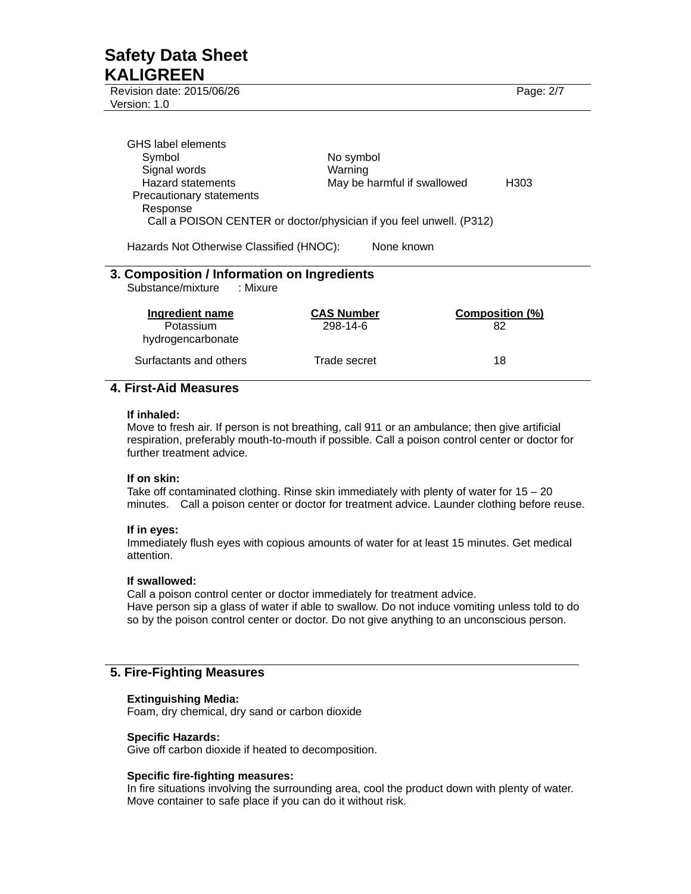GHS label elements

| | | |
|---|---|---|
| Symbol | No symbol | |
| Signal words | Warning | |
| Hazard statements | May be harmful if swallowed | H303 |

Precautionary statements

Response

Call a POISON CENTER or doctor/physician if you feel unwell. (P312)

Hazards Not Otherwise Classified (HNOC): None known

## 3. Composition / Information on Ingredients

Substance/mixture : Mixure

| Ingredient name | CAS Number | Composition (%) |
|---|---|---|
| Potassium hydrogencarbonate | 298-14-6 | 82 |
| Surfactants and others | Trade secret | 18 |

## 4. First-Aid Measures

**If inhaled:**
Move to fresh air. If person is not breathing, call 911 or an ambulance; then give artificial respiration, preferably mouth-to-mouth if possible. Call a poison control center or doctor for further treatment advice.

**If on skin:**
Take off contaminated clothing. Rinse skin immediately with plenty of water for 15 – 20 minutes. Call a poison center or doctor for treatment advice. Launder clothing before reuse.

**If in eyes:**
Immediately flush eyes with copious amounts of water for at least 15 minutes. Get medical attention.

**If swallowed:**
Call a poison control center or doctor immediately for treatment advice.
Have person sip a glass of water if able to swallow. Do not induce vomiting unless told to do so by the poison control center or doctor. Do not give anything to an unconscious person.

## 5. Fire-Fighting Measures

**Extinguishing Media:**
Foam, dry chemical, dry sand or carbon dioxide

**Specific Hazards:**
Give off carbon dioxide if heated to decomposition.

**Specific fire-fighting measures:**
In fire situations involving the surrounding area, cool the product down with plenty of water. Move container to safe place if you can do it without risk.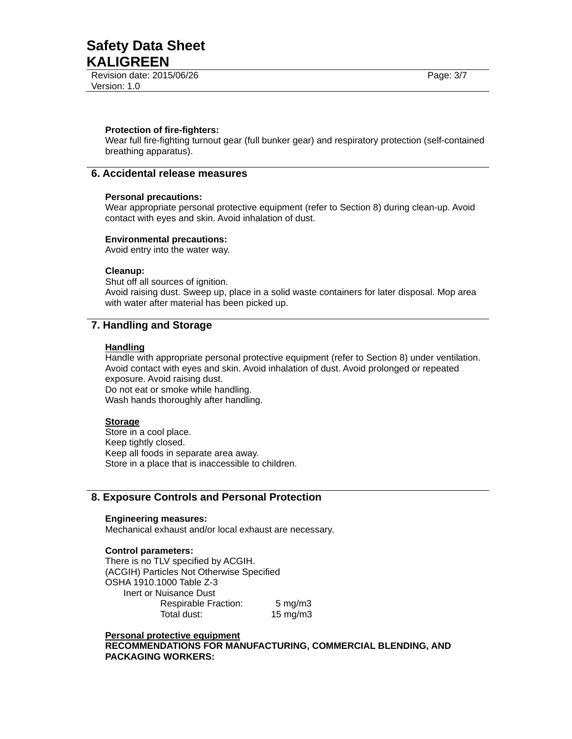**Protection of fire-fighters:**
Wear full fire-fighting turnout gear (full bunker gear) and respiratory protection (self-contained breathing apparatus).

## 6. Accidental release measures

**Personal precautions:**
Wear appropriate personal protective equipment (refer to Section 8) during clean-up. Avoid contact with eyes and skin. Avoid inhalation of dust.

**Environmental precautions:**
Avoid entry into the water way.

**Cleanup:**
Shut off all sources of ignition.
Avoid raising dust. Sweep up, place in a solid waste containers for later disposal. Mop area with water after material has been picked up.

## 7. Handling and Storage

**Handling**
Handle with appropriate personal protective equipment (refer to Section 8) under ventilation. Avoid contact with eyes and skin. Avoid inhalation of dust. Avoid prolonged or repeated exposure. Avoid raising dust.
Do not eat or smoke while handling.
Wash hands thoroughly after handling.

**Storage**
Store in a cool place.
Keep tightly closed.
Keep all foods in separate area away.
Store in a place that is inaccessible to children.

## 8. Exposure Controls and Personal Protection

**Engineering measures:**
Mechanical exhaust and/or local exhaust are necessary.

**Control parameters:**
There is no TLV specified by ACGIH.
(ACGIH) Particles Not Otherwise Specified
OSHA 1910.1000 Table Z-3
Inert or Nuisance Dust

| | |
|---|---|
| Respirable Fraction: | 5 mg/m3 |
| Total dust: | 15 mg/m3 |

**Personal protective equipment**
**RECOMMENDATIONS FOR MANUFACTURING, COMMERCIAL BLENDING, AND PACKAGING WORKERS:**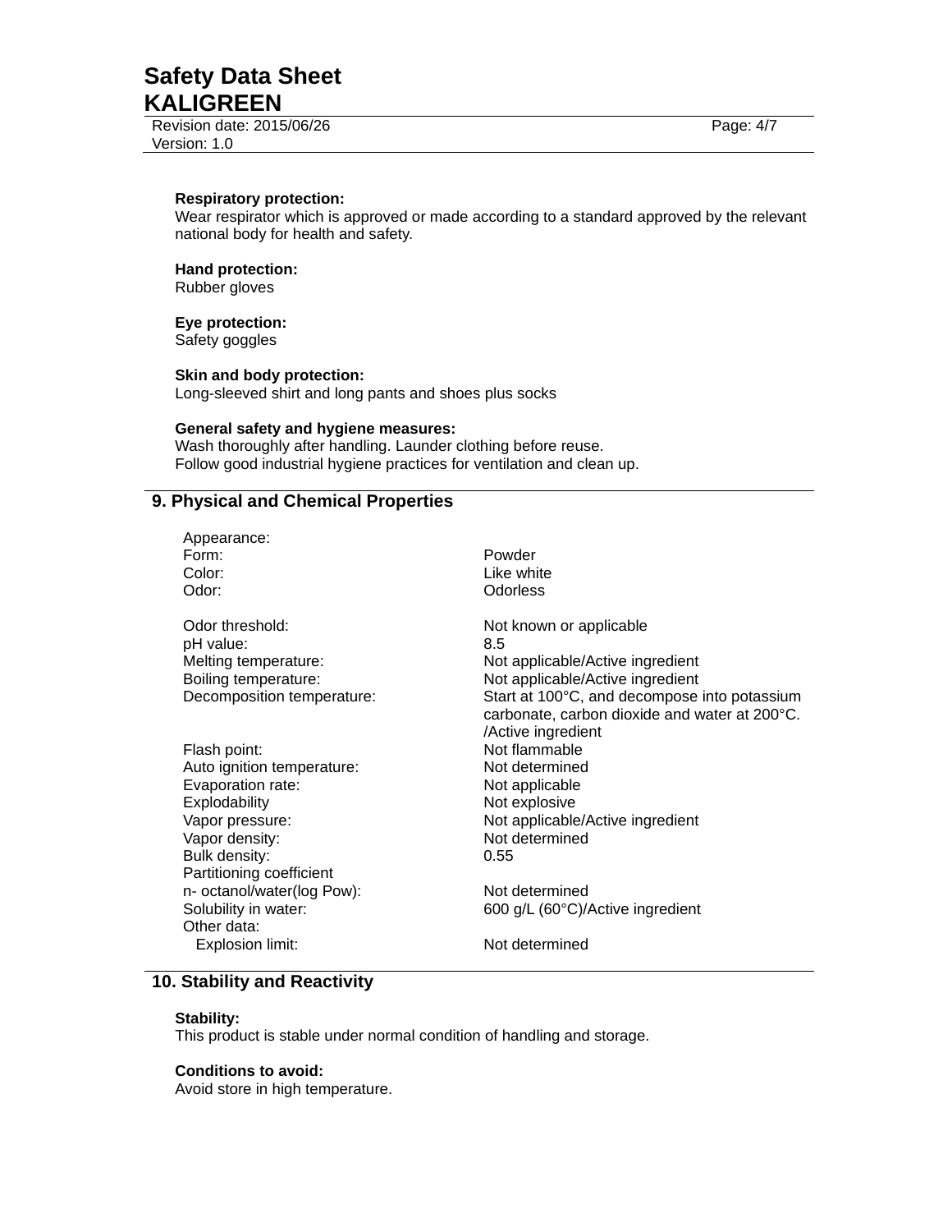**Respiratory protection:**
Wear respirator which is approved or made according to a standard approved by the relevant national body for health and safety.

**Hand protection:**
Rubber gloves

**Eye protection:**
Safety goggles

**Skin and body protection:**
Long-sleeved shirt and long pants and shoes plus socks

**General safety and hygiene measures:**
Wash thoroughly after handling. Launder clothing before reuse.
Follow good industrial hygiene practices for ventilation and clean up.

## 9. Physical and Chemical Properties

| | |
|---|---|
| Appearance: | |
| Form: | Powder |
| Color: | Like white |
| Odor: | Odorless |
| Odor threshold: | Not known or applicable |
| pH value: | 8.5 |
| Melting temperature: | Not applicable/Active ingredient |
| Boiling temperature: | Not applicable/Active ingredient |
| Decomposition temperature: | Start at 100°C, and decompose into potassium carbonate, carbon dioxide and water at 200°C. /Active ingredient |
| Flash point: | Not flammable |
| Auto ignition temperature: | Not determined |
| Evaporation rate: | Not applicable |
| Explodability | Not explosive |
| Vapor pressure: | Not applicable/Active ingredient |
| Vapor density: | Not determined |
| Bulk density: | 0.55 |
| Partitioning coefficient n- octanol/water(log Pow): | Not determined |
| Solubility in water: | 600 g/L (60°C)/Active ingredient |
| Other data: | |
| Explosion limit: | Not determined |

## 10. Stability and Reactivity

**Stability:**
This product is stable under normal condition of handling and storage.

**Conditions to avoid:**
Avoid store in high temperature.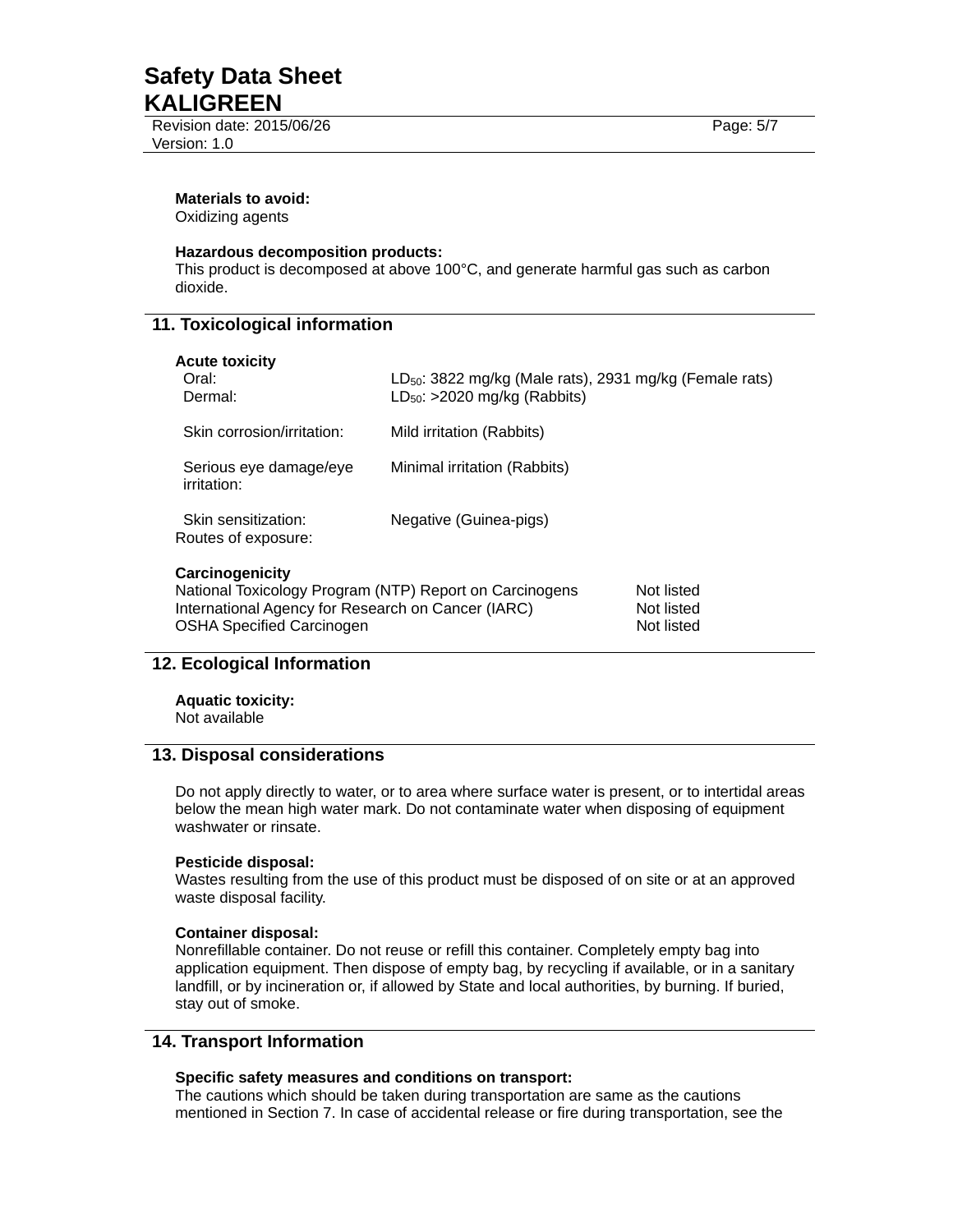**Materials to avoid:**
Oxidizing agents

**Hazardous decomposition products:**
This product is decomposed at above 100°C, and generate harmful gas such as carbon dioxide.

## 11. Toxicological information

**Acute toxicity**

| | |
|---|---|
| Oral: | $LD_{50}$: 3822 mg/kg (Male rats), 2931 mg/kg (Female rats) |
| Dermal: | $LD_{50}$: >2020 mg/kg (Rabbits) |
| Skin corrosion/irritation: | Mild irritation (Rabbits) |
| Serious eye damage/eye irritation: | Minimal irritation (Rabbits) |
| Skin sensitization: | Negative (Guinea-pigs) |

Routes of exposure:

**Carcinogenicity**

| | |
|---|---|
| National Toxicology Program (NTP) Report on Carcinogens | Not listed |
| International Agency for Research on Cancer (IARC) | Not listed |
| OSHA Specified Carcinogen | Not listed |

## 12. Ecological Information

**Aquatic toxicity:**
Not available

## 13. Disposal considerations

Do not apply directly to water, or to area where surface water is present, or to intertidal areas below the mean high water mark. Do not contaminate water when disposing of equipment washwater or rinsate.

**Pesticide disposal:**
Wastes resulting from the use of this product must be disposed of on site or at an approved waste disposal facility.

**Container disposal:**
Nonrefillable container. Do not reuse or refill this container. Completely empty bag into application equipment. Then dispose of empty bag, by recycling if available, or in a sanitary landfill, or by incineration or, if allowed by State and local authorities, by burning. If buried, stay out of smoke.

## 14. Transport Information

**Specific safety measures and conditions on transport:**
The cautions which should be taken during transportation are same as the cautions mentioned in Section 7. In case of accidental release or fire during transportation, see the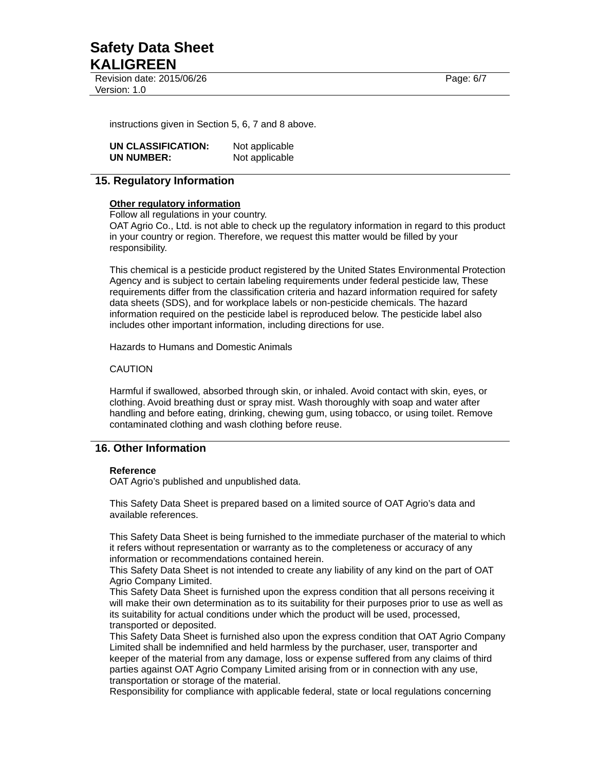instructions given in Section 5, 6, 7 and 8 above.

**UN CLASSIFICATION:** Not applicable
**UN NUMBER:** Not applicable

## 15. Regulatory Information

**Other regulatory information**
Follow all regulations in your country.
OAT Agrio Co., Ltd. is not able to check up the regulatory information in regard to this product in your country or region. Therefore, we request this matter would be filled by your responsibility.

This chemical is a pesticide product registered by the United States Environmental Protection Agency and is subject to certain labeling requirements under federal pesticide law, These requirements differ from the classification criteria and hazard information required for safety data sheets (SDS), and for workplace labels or non-pesticide chemicals. The hazard information required on the pesticide label is reproduced below. The pesticide label also includes other important information, including directions for use.

Hazards to Humans and Domestic Animals

CAUTION

Harmful if swallowed, absorbed through skin, or inhaled. Avoid contact with skin, eyes, or clothing. Avoid breathing dust or spray mist. Wash thoroughly with soap and water after handling and before eating, drinking, chewing gum, using tobacco, or using toilet. Remove contaminated clothing and wash clothing before reuse.

## 16. Other Information

**Reference**
OAT Agrio's published and unpublished data.

This Safety Data Sheet is prepared based on a limited source of OAT Agrio's data and available references.

This Safety Data Sheet is being furnished to the immediate purchaser of the material to which it refers without representation or warranty as to the completeness or accuracy of any information or recommendations contained herein.
This Safety Data Sheet is not intended to create any liability of any kind on the part of OAT Agrio Company Limited.
This Safety Data Sheet is furnished upon the express condition that all persons receiving it will make their own determination as to its suitability for their purposes prior to use as well as its suitability for actual conditions under which the product will be used, processed, transported or deposited.
This Safety Data Sheet is furnished also upon the express condition that OAT Agrio Company Limited shall be indemnified and held harmless by the purchaser, user, transporter and keeper of the material from any damage, loss or expense suffered from any claims of third parties against OAT Agrio Company Limited arising from or in connection with any use, transportation or storage of the material.
Responsibility for compliance with applicable federal, state or local regulations concerning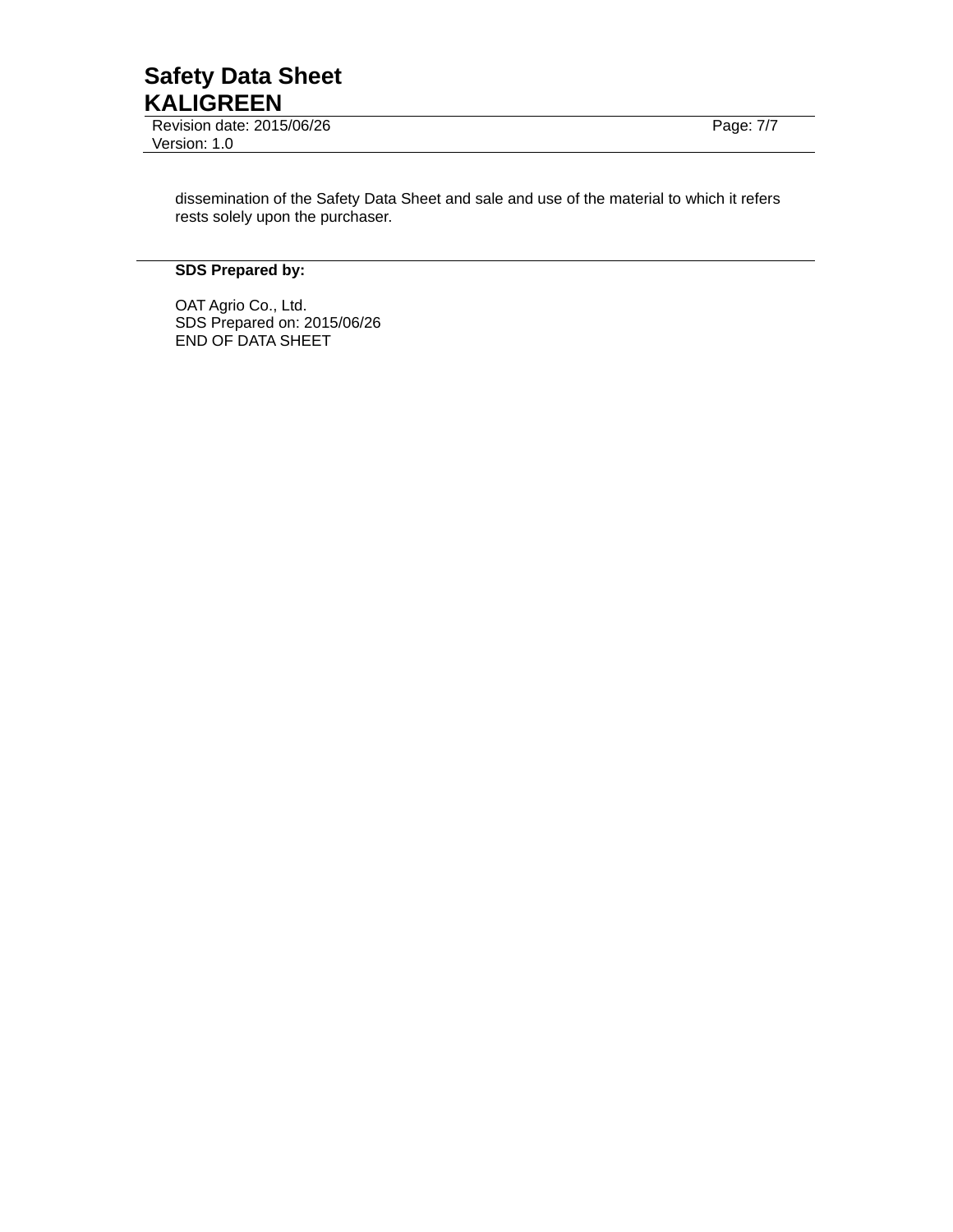dissemination of the Safety Data Sheet and sale and use of the material to which it refers rests solely upon the purchaser.

**SDS Prepared by:**

OAT Agrio Co., Ltd.
SDS Prepared on: 2015/06/26
END OF DATA SHEET